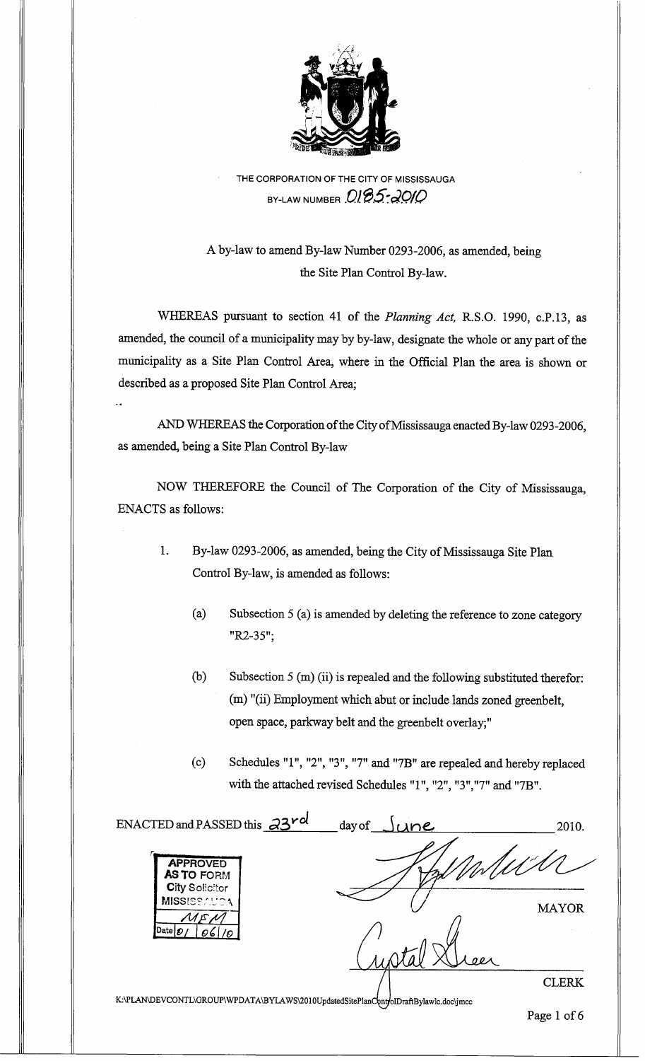THE CORPORATION OF THE CITY OF MISSISSAUGA

BY-LAW NUMBER 0185-2010

A by-law to amend By-law Number 0293-2006, as amended, being the Site Plan Control By-law.

WHEREAS pursuant to section 41 of the *Planning Act,* R.S.O. 1990, c.P.13, as amended, the council of a municipality may by by-law, designate the whole or any part of the municipality as a Site Plan Control Area, where in the Official Plan the area is shown or described as a proposed Site Plan Control Area;

AND WHEREAS the Corporation of the City of Mississauga enacted By-law 0293-2006, as amended, being a Site Plan Control By-law

NOW THEREFORE the Council of The Corporation of the City of Mississauga, ENACTS as follows:

1. By-law 0293-2006, as amended, being the City of Mississauga Site Plan Control By-law, is amended as follows:

   (a) Subsection 5 (a) is amended by deleting the reference to zone category "R2-35";

   (b) Subsection 5 (m) (ii) is repealed and the following substituted therefor: (m) "(ii) Employment which abut or include lands zoned greenbelt, open space, parkway belt and the greenbelt overlay;"

   (c) Schedules "1", "2", "3", "7" and "7B" are repealed and hereby replaced with the attached revised Schedules "1", "2", "3","7" and "7B".

ENACTED and PASSED this 23rd day of June 2010.

APPROVED AS TO FORM
City Solicitor
MISSISSAUGA
MEM
Date 01/06/10

MAYOR

CLERK

K:\PLAN\DEVCONTL\GROUP\WPDATA\BYLAWS\2010UpdatedSitePlanControlDraftBylawlc.doc\jmcc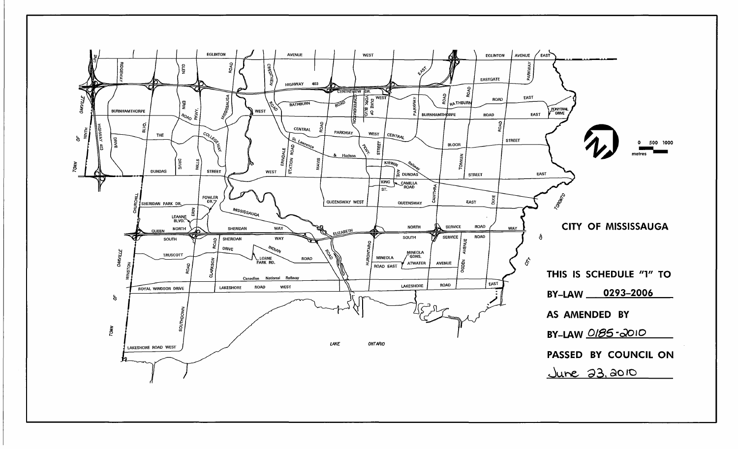CITY OF MISSISSAUGA

THIS IS SCHEDULE "1" TO

BY-LAW 0293-2006

AS AMENDED BY

BY-LAW 0185-2010

PASSED BY COUNCIL ON

June 23, 2010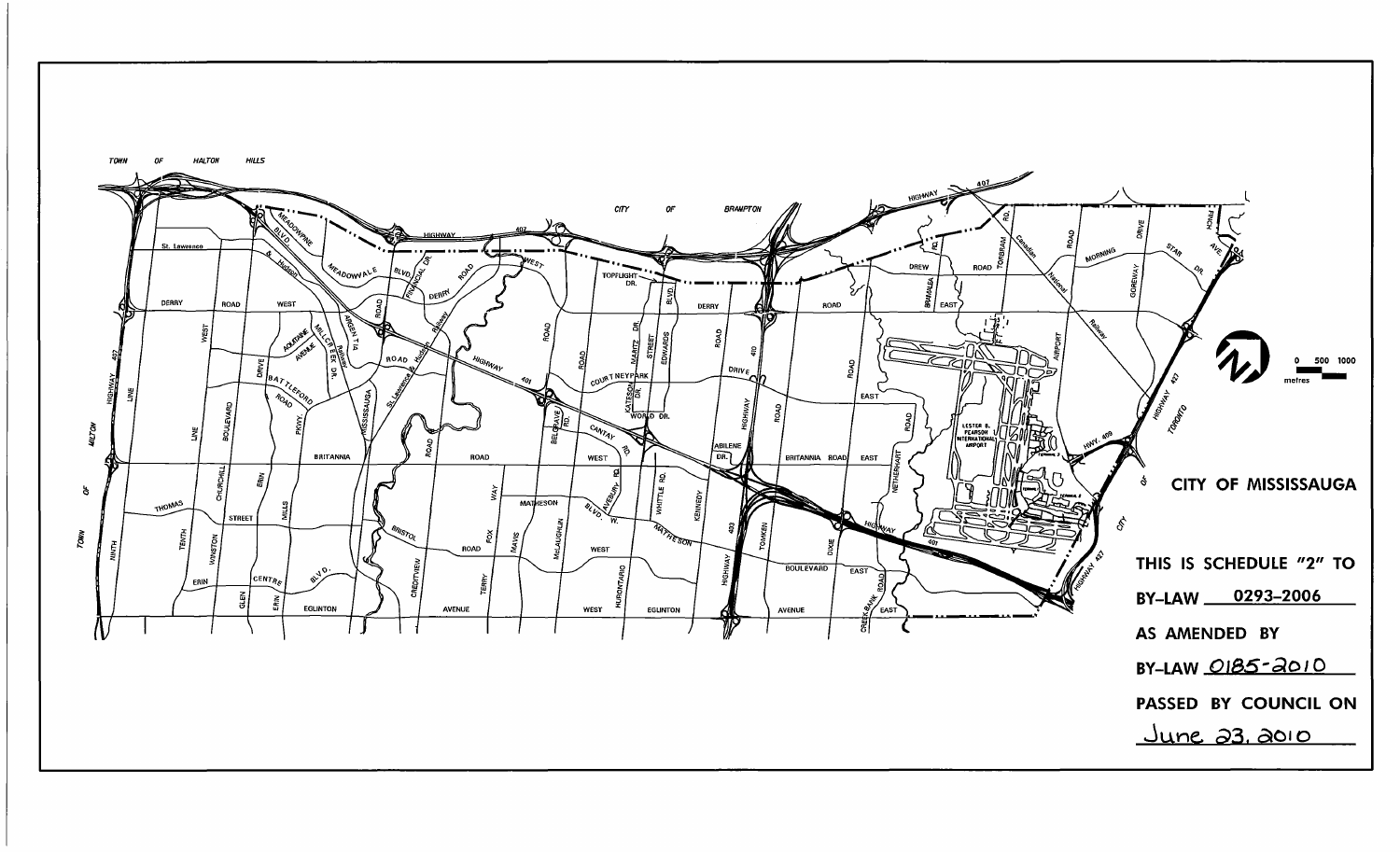CITY OF MISSISSAUGA

THIS IS SCHEDULE "2" TO

BY-LAW 0293-2006

AS AMENDED BY

BY-LAW 0185-2010

PASSED BY COUNCIL ON

June 23, 2010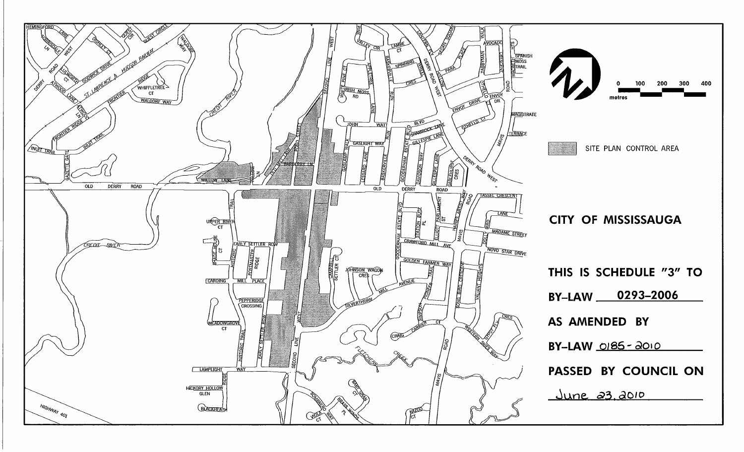SITE PLAN CONTROL AREA

**CITY OF MISSISSAUGA**

**THIS IS SCHEDULE "3" TO**

**BY-LAW 0293-2006**

**AS AMENDED BY**

**BY-LAW 0185-2010**

**PASSED BY COUNCIL ON**

June 23, 2010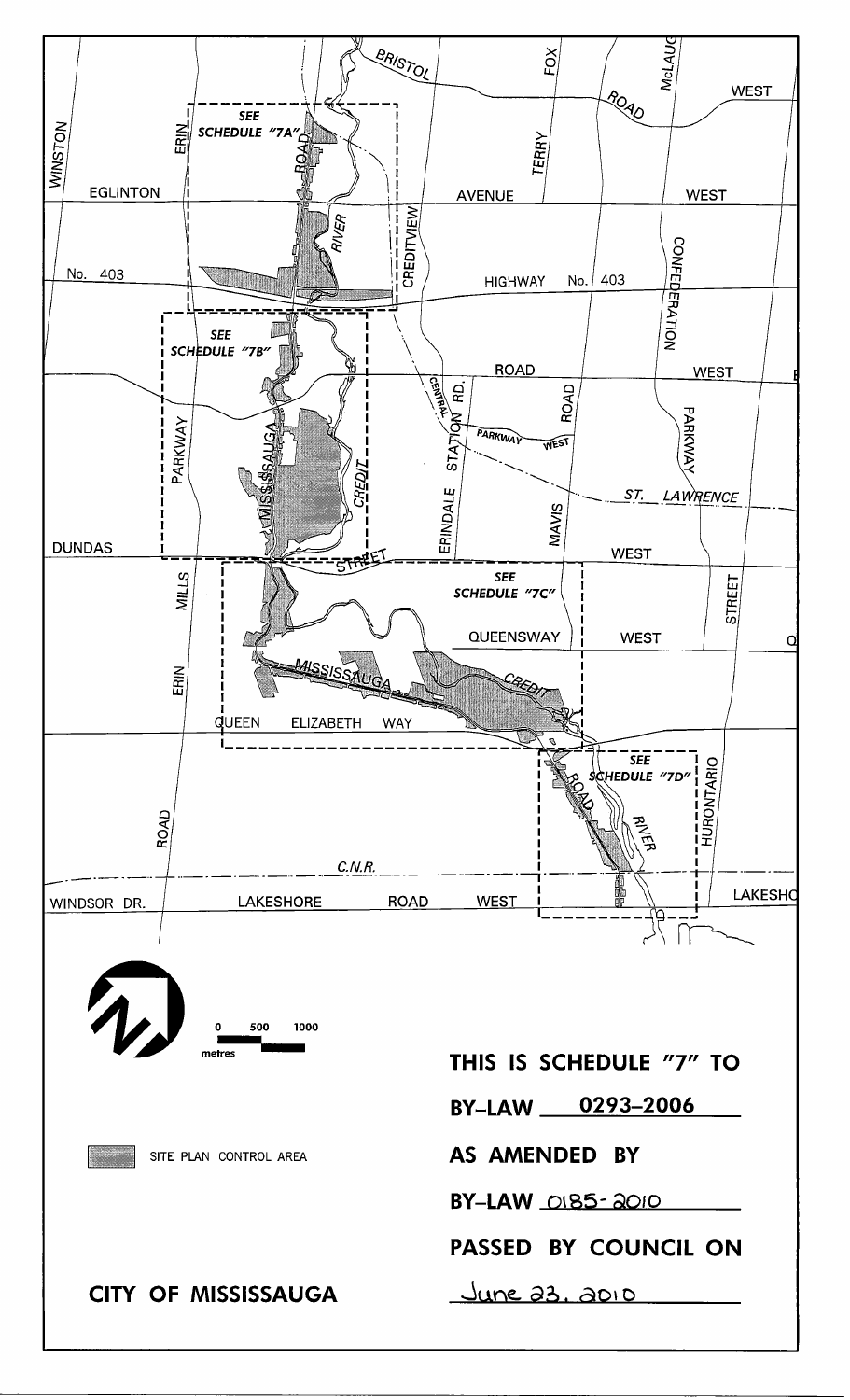SEE SCHEDULE "7A"

SEE SCHEDULE "7B"

SEE SCHEDULE "7C"

SEE SCHEDULE "7D"

0 500 1000
metres

SITE PLAN CONTROL AREA

CITY OF MISSISSAUGA

**THIS IS SCHEDULE "7" TO**

**BY-LAW 0293-2006**

**AS AMENDED BY**

**BY-LAW 0185-2010**

**PASSED BY COUNCIL ON**

June 23, 2010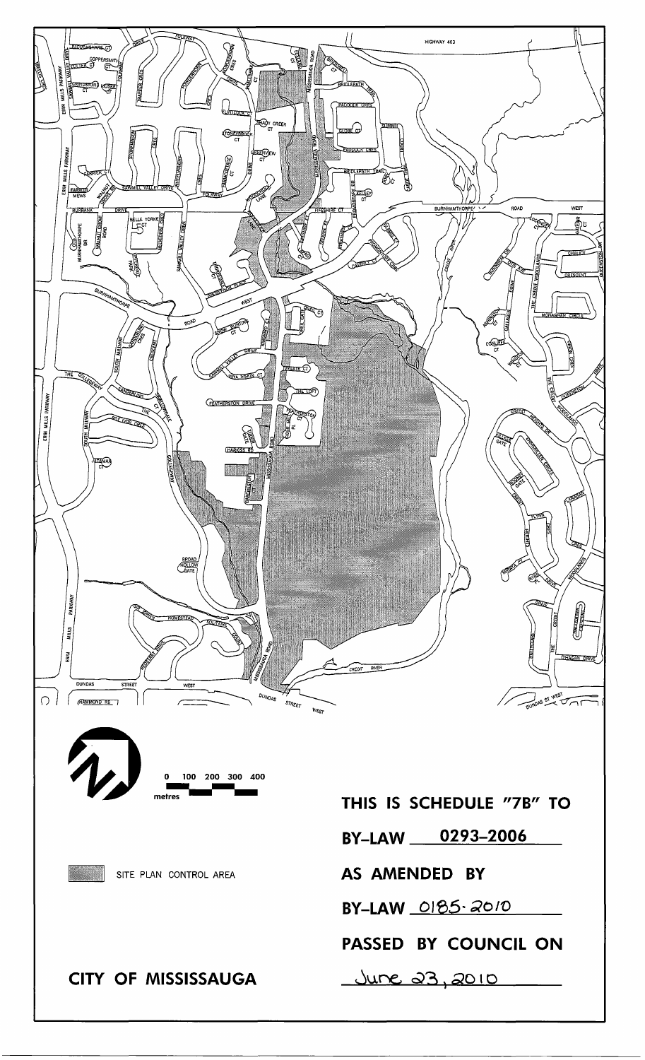0 100 200 300 400

metres

SITE PLAN CONTROL AREA

CITY OF MISSISSAUGA

THIS IS SCHEDULE "7B" TO

BY-LAW 0293-2006

AS AMENDED BY

BY-LAW 0185-2010

PASSED BY COUNCIL ON

June 23, 2010